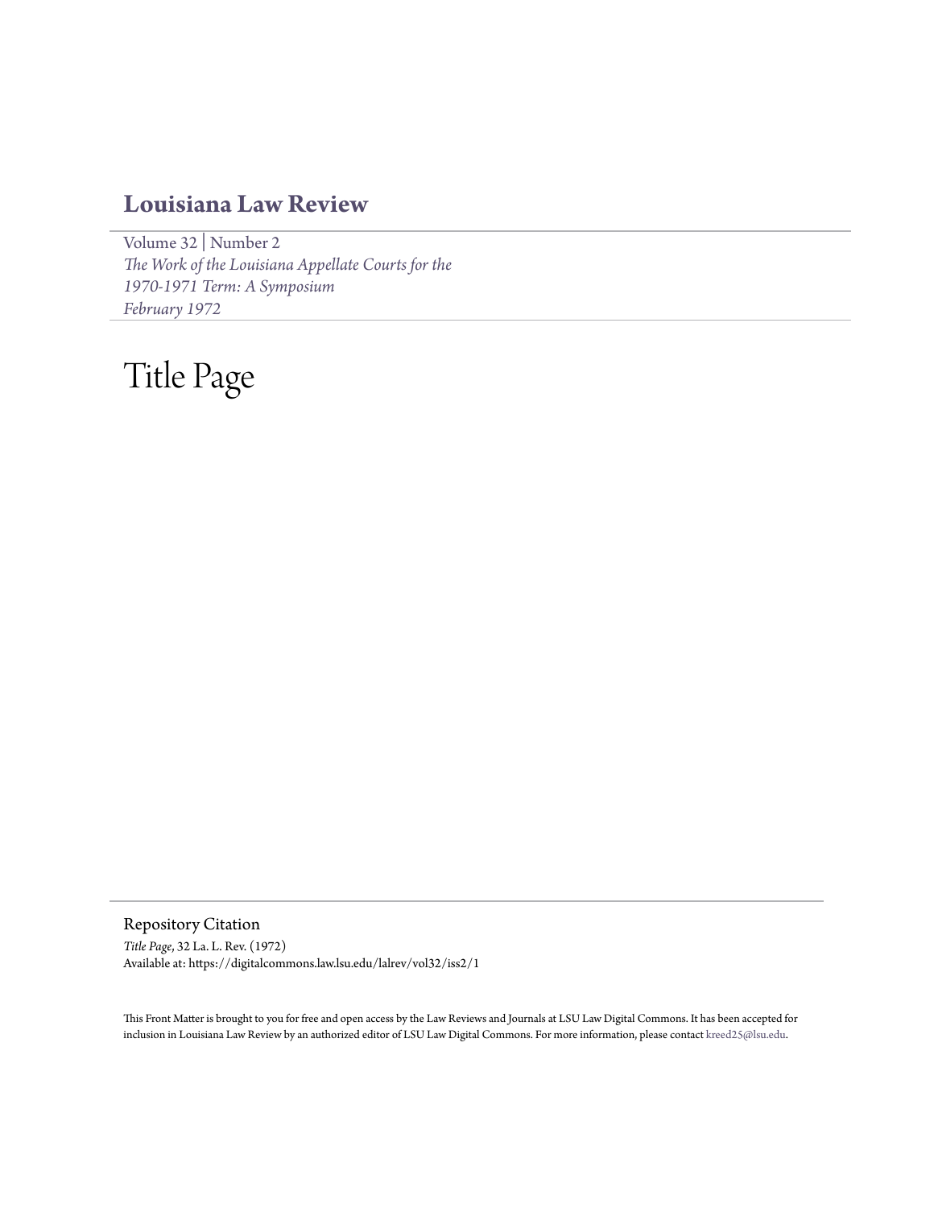## Louisiana Law Review

Volume 32 | Number 2
*The Work of the Louisiana Appellate Courts for the 1970-1971 Term: A Symposium*
*February 1972*

# Title Page

Repository Citation

*Title Page*, 32 La. L. Rev. (1972)
Available at: https://digitalcommons.law.lsu.edu/lalrev/vol32/iss2/1

This Front Matter is brought to you for free and open access by the Law Reviews and Journals at LSU Law Digital Commons. It has been accepted for inclusion in Louisiana Law Review by an authorized editor of LSU Law Digital Commons. For more information, please contact kreed25@lsu.edu.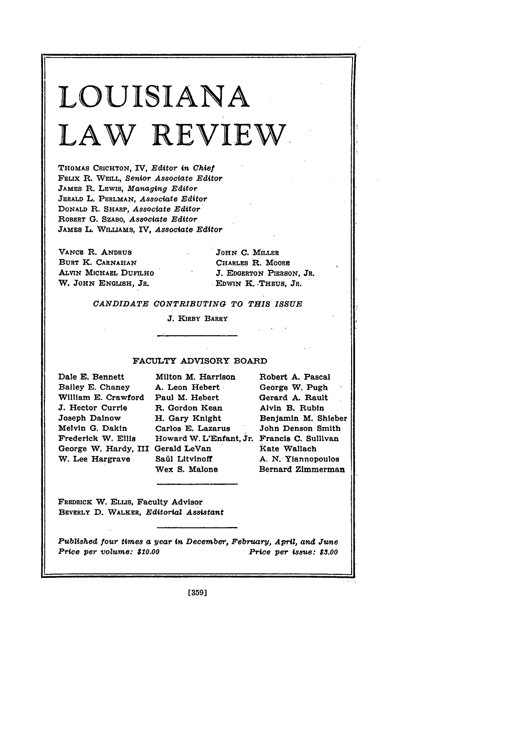# LOUISIANA LAW REVIEW

THOMAS CRICHTON, IV, *Editor in Chief*
FELIX R. WEILL, *Senior Associate Editor*
JAMES R. LEWIS, *Managing Editor*
JERALD L. PERLMAN, *Associate Editor*
DONALD R. SHARP, *Associate Editor*
ROBERT G. SZABO, *Associate Editor*
JAMES L. WILLIAMS, IV, *Associate Editor*

| | |
|---|---|
| VANCE R. ANDRUS | JOHN C. MILLER |
| BURT K. CARNAHAN | CHARLES R. MOORE |
| ALVIN MICHAEL DUFILHO | J. EDGERTON PIERSON, JR. |
| W. JOHN ENGLISH, JR. | EDWIN K. THEUS, JR. |

*CANDIDATE CONTRIBUTING TO THIS ISSUE*

J. KIRBY BARRY

## FACULTY ADVISORY BOARD

| | | |
|---|---|---|
| Dale E. Bennett | Milton M. Harrison | Robert A. Pascal |
| Bailey E. Chaney | A. Leon Hebert | George W. Pugh |
| William E. Crawford | Paul M. Hebert | Gerard A. Rault |
| J. Hector Currie | R. Gordon Kean | Alvin B. Rubin |
| Joseph Dainow | H. Gary Knight | Benjamin M. Shieber |
| Melvin G. Dakin | Carlos E. Lazarus | John Denson Smith |
| Frederick W. Ellis | Howard W. L'Enfant, Jr. | Francis C. Sullivan |
| George W. Hardy, III | Gerald LeVan | Kate Wallach |
| W. Lee Hargrave | Saúl Litvinoff | A. N. Yiannopoulos |
| | Wex S. Malone | Bernard Zimmerman |

FREDRICK W. ELLIS, Faculty Advisor
BEVERLY D. WALKER, *Editorial Assistant*

*Published four times a year in December, February, April, and June*
*Price per volume: $10.00* *Price per issue: $3.00*